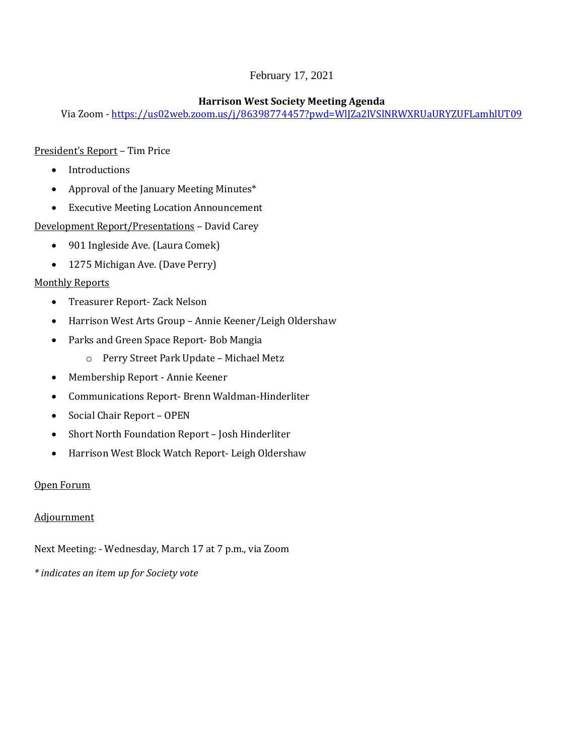February 17, 2021

**Harrison West Society Meeting Agenda**

Via Zoom - https://us02web.zoom.us/j/86398774457?pwd=WlJZa2lVSlNRWXRUaURYZUFLamhlUT09

<u>President's Report</u> – Tim Price

- Introductions
- Approval of the January Meeting Minutes*
- Executive Meeting Location Announcement

<u>Development Report/Presentations</u> – David Carey

- 901 Ingleside Ave. (Laura Comek)
- 1275 Michigan Ave. (Dave Perry)

<u>Monthly Reports</u>

- Treasurer Report- Zack Nelson
- Harrison West Arts Group – Annie Keener/Leigh Oldershaw
- Parks and Green Space Report- Bob Mangia
  - Perry Street Park Update – Michael Metz
- Membership Report - Annie Keener
- Communications Report- Brenn Waldman-Hinderliter
- Social Chair Report – OPEN
- Short North Foundation Report – Josh Hinderliter
- Harrison West Block Watch Report- Leigh Oldershaw

<u>Open Forum</u>

<u>Adjournment</u>

Next Meeting: - Wednesday, March 17 at 7 p.m., via Zoom

*\* indicates an item up for Society vote*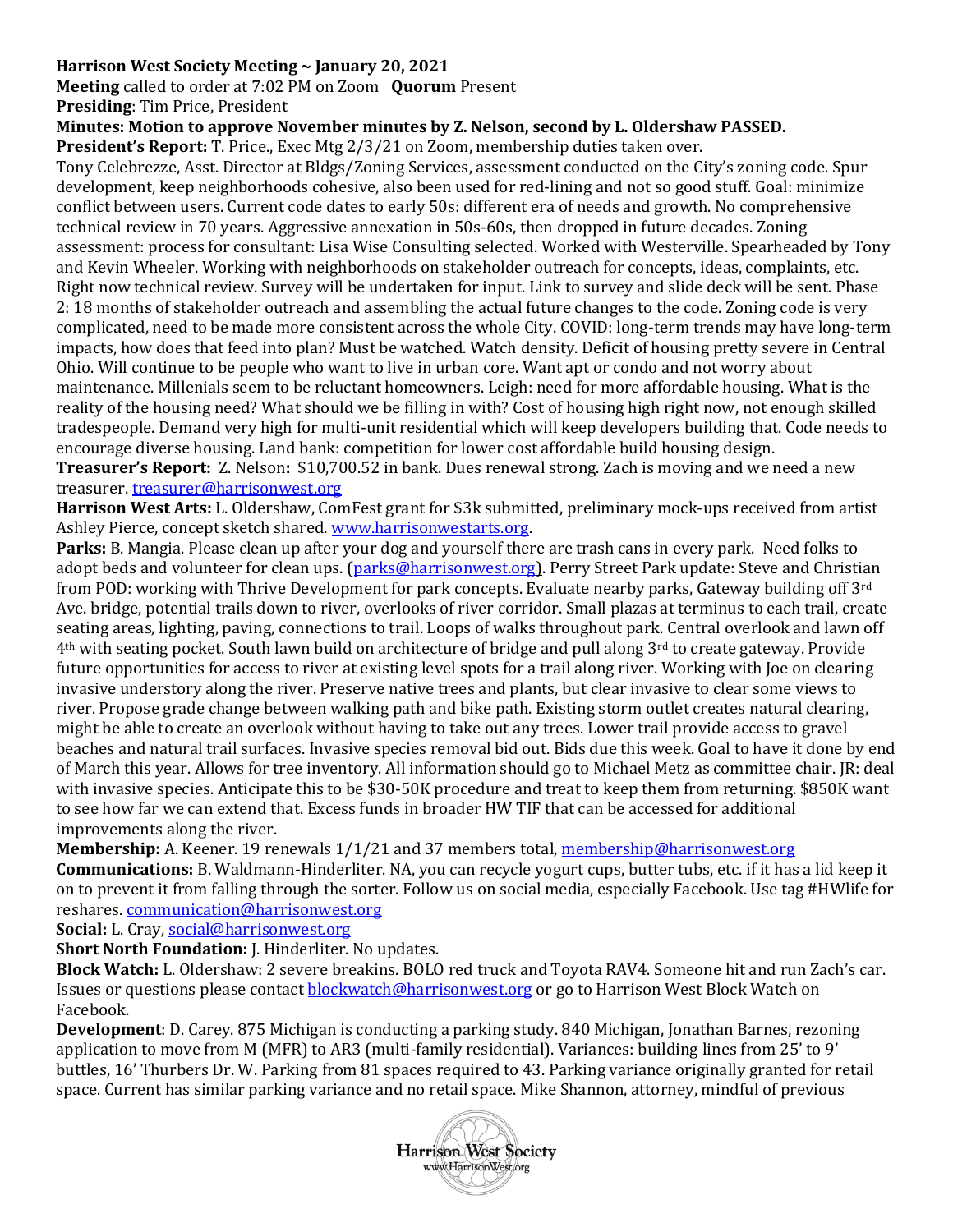**Harrison West Society Meeting ~ January 20, 2021**

**Meeting** called to order at 7:02 PM on Zoom **Quorum** Present

**Presiding**: Tim Price, President

**Minutes: Motion to approve November minutes by Z. Nelson, second by L. Oldershaw PASSED.**

**President's Report:** T. Price., Exec Mtg 2/3/21 on Zoom, membership duties taken over.

Tony Celebrezze, Asst. Director at Bldgs/Zoning Services, assessment conducted on the City's zoning code. Spur development, keep neighborhoods cohesive, also been used for red-lining and not so good stuff. Goal: minimize conflict between users. Current code dates to early 50s: different era of needs and growth. No comprehensive technical review in 70 years. Aggressive annexation in 50s-60s, then dropped in future decades. Zoning assessment: process for consultant: Lisa Wise Consulting selected. Worked with Westerville. Spearheaded by Tony and Kevin Wheeler. Working with neighborhoods on stakeholder outreach for concepts, ideas, complaints, etc. Right now technical review. Survey will be undertaken for input. Link to survey and slide deck will be sent. Phase 2: 18 months of stakeholder outreach and assembling the actual future changes to the code. Zoning code is very complicated, need to be made more consistent across the whole City. COVID: long-term trends may have long-term impacts, how does that feed into plan? Must be watched. Watch density. Deficit of housing pretty severe in Central Ohio. Will continue to be people who want to live in urban core. Want apt or condo and not worry about maintenance. Millenials seem to be reluctant homeowners. Leigh: need for more affordable housing. What is the reality of the housing need? What should we be filling in with? Cost of housing high right now, not enough skilled tradespeople. Demand very high for multi-unit residential which will keep developers building that. Code needs to encourage diverse housing. Land bank: competition for lower cost affordable build housing design.

**Treasurer's Report:** Z. Nelson**:** $10,700.52 in bank. Dues renewal strong. Zach is moving and we need a new treasurer. treasurer@harrisonwest.org

**Harrison West Arts:** L. Oldershaw, ComFest grant for $3k submitted, preliminary mock-ups received from artist Ashley Pierce, concept sketch shared. www.harrisonwestarts.org.

**Parks:** B. Mangia. Please clean up after your dog and yourself there are trash cans in every park. Need folks to adopt beds and volunteer for clean ups. (parks@harrisonwest.org). Perry Street Park update: Steve and Christian from POD: working with Thrive Development for park concepts. Evaluate nearby parks, Gateway building off 3rd Ave. bridge, potential trails down to river, overlooks of river corridor. Small plazas at terminus to each trail, create seating areas, lighting, paving, connections to trail. Loops of walks throughout park. Central overlook and lawn off 4th with seating pocket. South lawn build on architecture of bridge and pull along 3rd to create gateway. Provide future opportunities for access to river at existing level spots for a trail along river. Working with Joe on clearing invasive understory along the river. Preserve native trees and plants, but clear invasive to clear some views to river. Propose grade change between walking path and bike path. Existing storm outlet creates natural clearing, might be able to create an overlook without having to take out any trees. Lower trail provide access to gravel beaches and natural trail surfaces. Invasive species removal bid out. Bids due this week. Goal to have it done by end of March this year. Allows for tree inventory. All information should go to Michael Metz as committee chair. JR: deal with invasive species. Anticipate this to be $30-50K procedure and treat to keep them from returning. $850K want to see how far we can extend that. Excess funds in broader HW TIF that can be accessed for additional improvements along the river.

**Membership:** A. Keener. 19 renewals 1/1/21 and 37 members total, membership@harrisonwest.org

**Communications:** B. Waldmann-Hinderliter. NA, you can recycle yogurt cups, butter tubs, etc. if it has a lid keep it on to prevent it from falling through the sorter. Follow us on social media, especially Facebook. Use tag #HWlife for reshares. communication@harrisonwest.org

**Social:** L. Cray, social@harrisonwest.org

**Short North Foundation:** J. Hinderliter. No updates.

**Block Watch:** L. Oldershaw: 2 severe breakins. BOLO red truck and Toyota RAV4. Someone hit and run Zach's car. Issues or questions please contact blockwatch@harrisonwest.org or go to Harrison West Block Watch on Facebook.

**Development**: D. Carey. 875 Michigan is conducting a parking study. 840 Michigan, Jonathan Barnes, rezoning application to move from M (MFR) to AR3 (multi-family residential). Variances: building lines from 25' to 9' buttles, 16' Thurbers Dr. W. Parking from 81 spaces required to 43. Parking variance originally granted for retail space. Current has similar parking variance and no retail space. Mike Shannon, attorney, mindful of previous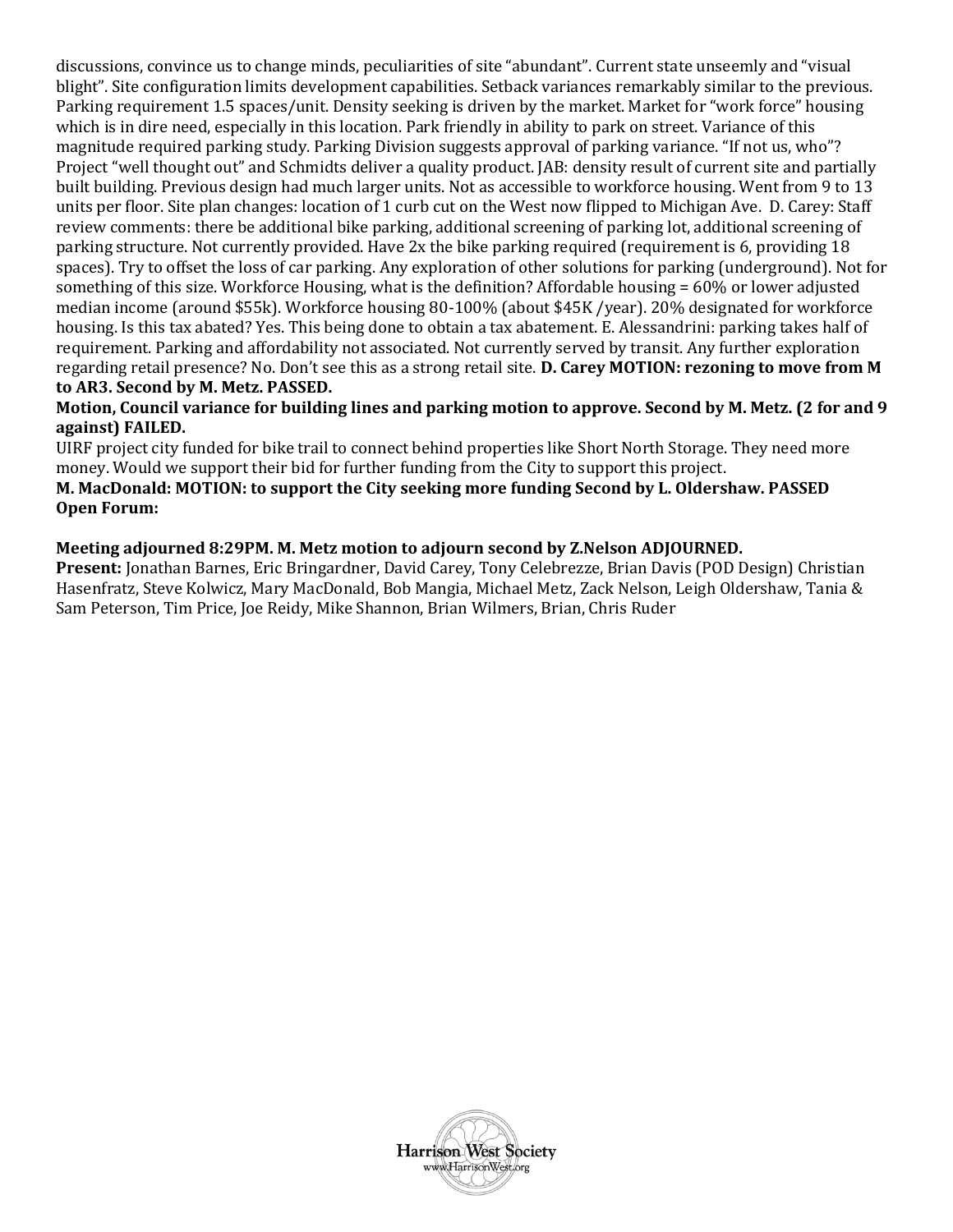discussions, convince us to change minds, peculiarities of site "abundant". Current state unseemly and "visual blight". Site configuration limits development capabilities. Setback variances remarkably similar to the previous. Parking requirement 1.5 spaces/unit. Density seeking is driven by the market. Market for "work force" housing which is in dire need, especially in this location. Park friendly in ability to park on street. Variance of this magnitude required parking study. Parking Division suggests approval of parking variance. "If not us, who"? Project "well thought out" and Schmidts deliver a quality product. JAB: density result of current site and partially built building. Previous design had much larger units. Not as accessible to workforce housing. Went from 9 to 13 units per floor. Site plan changes: location of 1 curb cut on the West now flipped to Michigan Ave. D. Carey: Staff review comments: there be additional bike parking, additional screening of parking lot, additional screening of parking structure. Not currently provided. Have 2x the bike parking required (requirement is 6, providing 18 spaces). Try to offset the loss of car parking. Any exploration of other solutions for parking (underground). Not for something of this size. Workforce Housing, what is the definition? Affordable housing = 60% or lower adjusted median income (around $55k). Workforce housing 80-100% (about $45K /year). 20% designated for workforce housing. Is this tax abated? Yes. This being done to obtain a tax abatement. E. Alessandrini: parking takes half of requirement. Parking and affordability not associated. Not currently served by transit. Any further exploration regarding retail presence? No. Don't see this as a strong retail site. **D. Carey MOTION: rezoning to move from M to AR3. Second by M. Metz. PASSED.**

**Motion, Council variance for building lines and parking motion to approve. Second by M. Metz. (2 for and 9 against) FAILED.**

UIRF project city funded for bike trail to connect behind properties like Short North Storage. They need more money. Would we support their bid for further funding from the City to support this project.

**M. MacDonald: MOTION: to support the City seeking more funding Second by L. Oldershaw. PASSED**

**Open Forum:**

**Meeting adjourned 8:29PM. M. Metz motion to adjourn second by Z.Nelson ADJOURNED.**

**Present:** Jonathan Barnes, Eric Bringardner, David Carey, Tony Celebrezze, Brian Davis (POD Design) Christian Hasenfratz, Steve Kolwicz, Mary MacDonald, Bob Mangia, Michael Metz, Zack Nelson, Leigh Oldershaw, Tania & Sam Peterson, Tim Price, Joe Reidy, Mike Shannon, Brian Wilmers, Brian, Chris Ruder